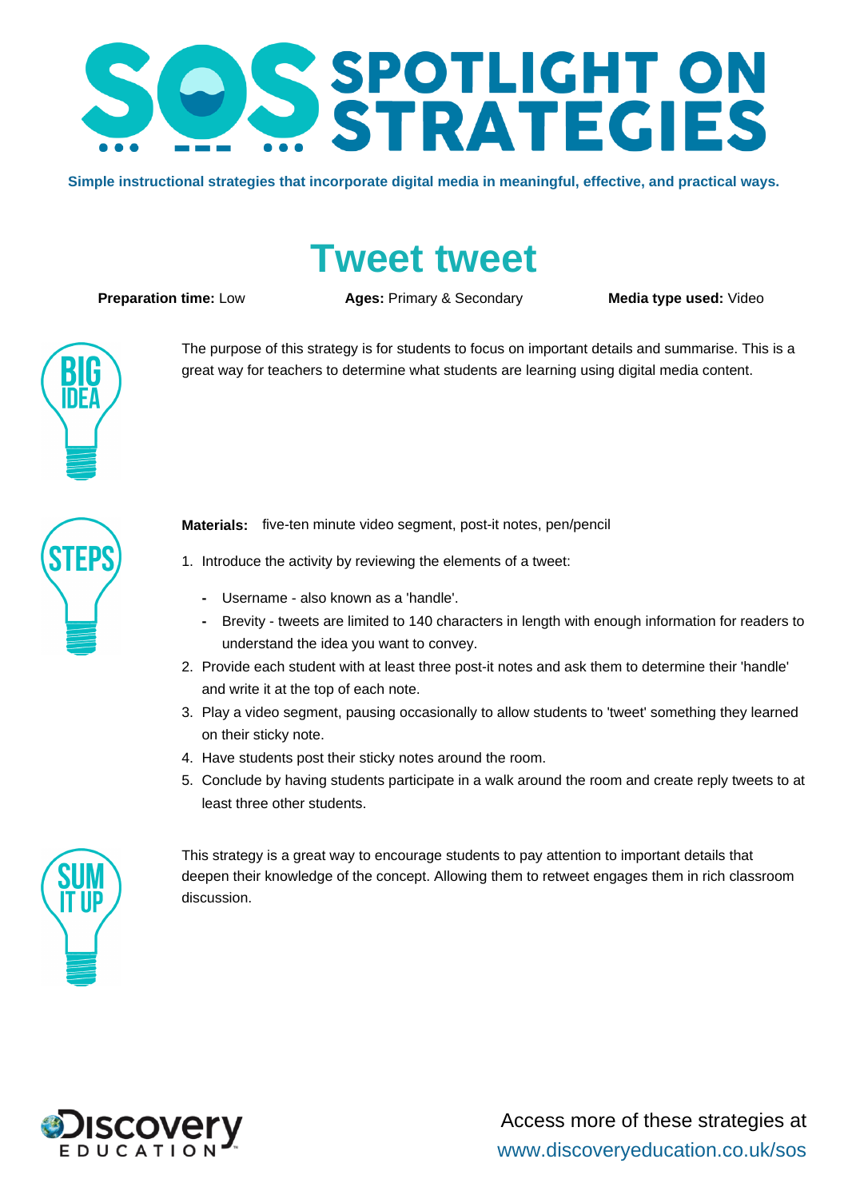# SOS SPOTLIGHT ON STRATEGIES

**Simple instructional strategies that incorporate digital media in meaningful, effective, and practical ways.**

## Tweet tweet

**Preparation time:** Low **Ages:** Primary & Secondary **Media type used:** Video

### BIG IDEA

The purpose of this strategy is for students to focus on important details and summarise. This is a great way for teachers to determine what students are learning using digital media content.

### STEPS

**Materials:** five-ten minute video segment, post-it notes, pen/pencil

1. Introduce the activity by reviewing the elements of a tweet:
   - Username - also known as a 'handle'.
   - Brevity - tweets are limited to 140 characters in length with enough information for readers to understand the idea you want to convey.
2. Provide each student with at least three post-it notes and ask them to determine their 'handle' and write it at the top of each note.
3. Play a video segment, pausing occasionally to allow students to 'tweet' something they learned on their sticky note.
4. Have students post their sticky notes around the room.
5. Conclude by having students participate in a walk around the room and create reply tweets to at least three other students.

### SUM IT UP

This strategy is a great way to encourage students to pay attention to important details that deepen their knowledge of the concept. Allowing them to retweet engages them in rich classroom discussion.

Discovery EDUCATION

Access more of these strategies at
www.discoveryeducation.co.uk/sos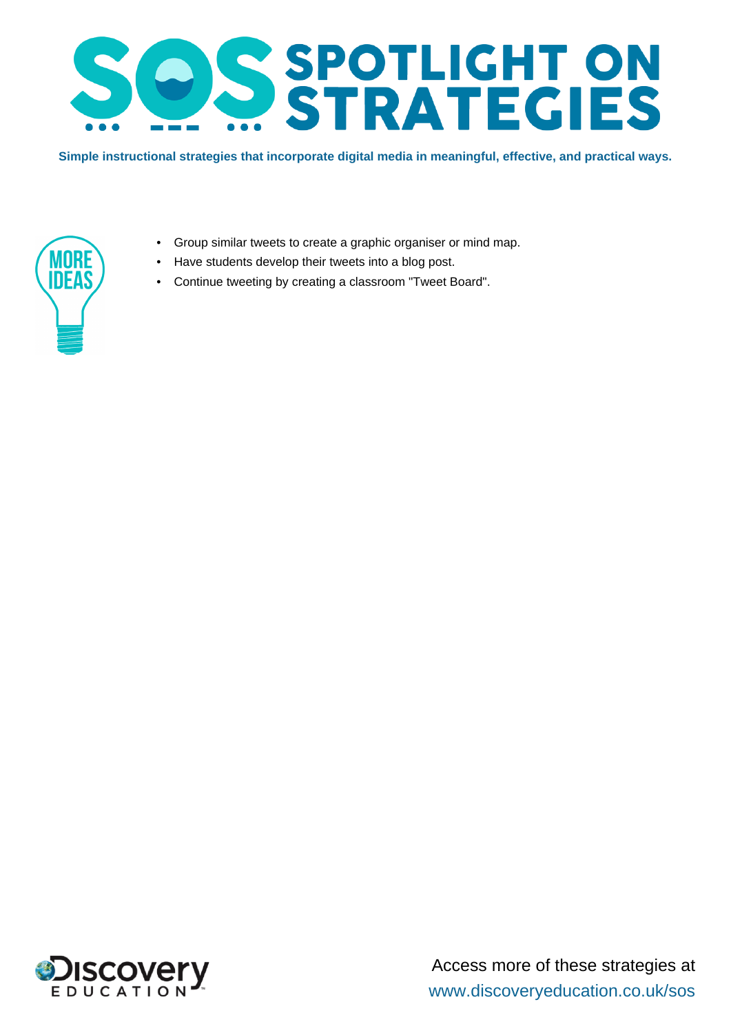# SOS SPOTLIGHT ON STRATEGIES

**Simple instructional strategies that incorporate digital media in meaningful, effective, and practical ways.**

MORE IDEAS

- Group similar tweets to create a graphic organiser or mind map.
- Have students develop their tweets into a blog post.
- Continue tweeting by creating a classroom "Tweet Board".

Discovery EDUCATION

Access more of these strategies at
www.discoveryeducation.co.uk/sos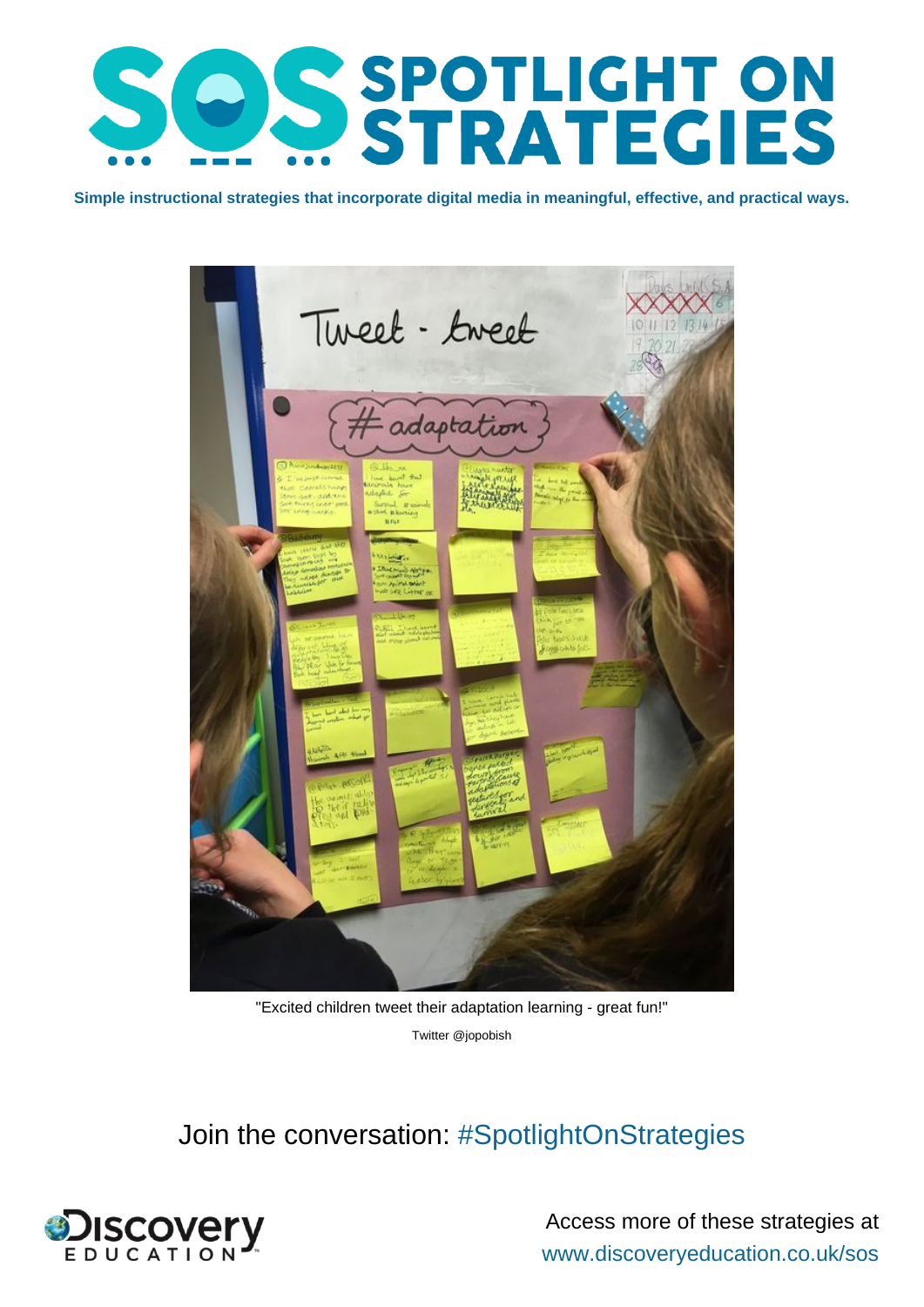# SOS SPOTLIGHT ON STRATEGIES

**Simple instructional strategies that incorporate digital media in meaningful, effective, and practical ways.**

"Excited children tweet their adaptation learning - great fun!"

Twitter @jopobish

Join the conversation: #SpotlightOnStrategies

Access more of these strategies at www.discoveryeducation.co.uk/sos